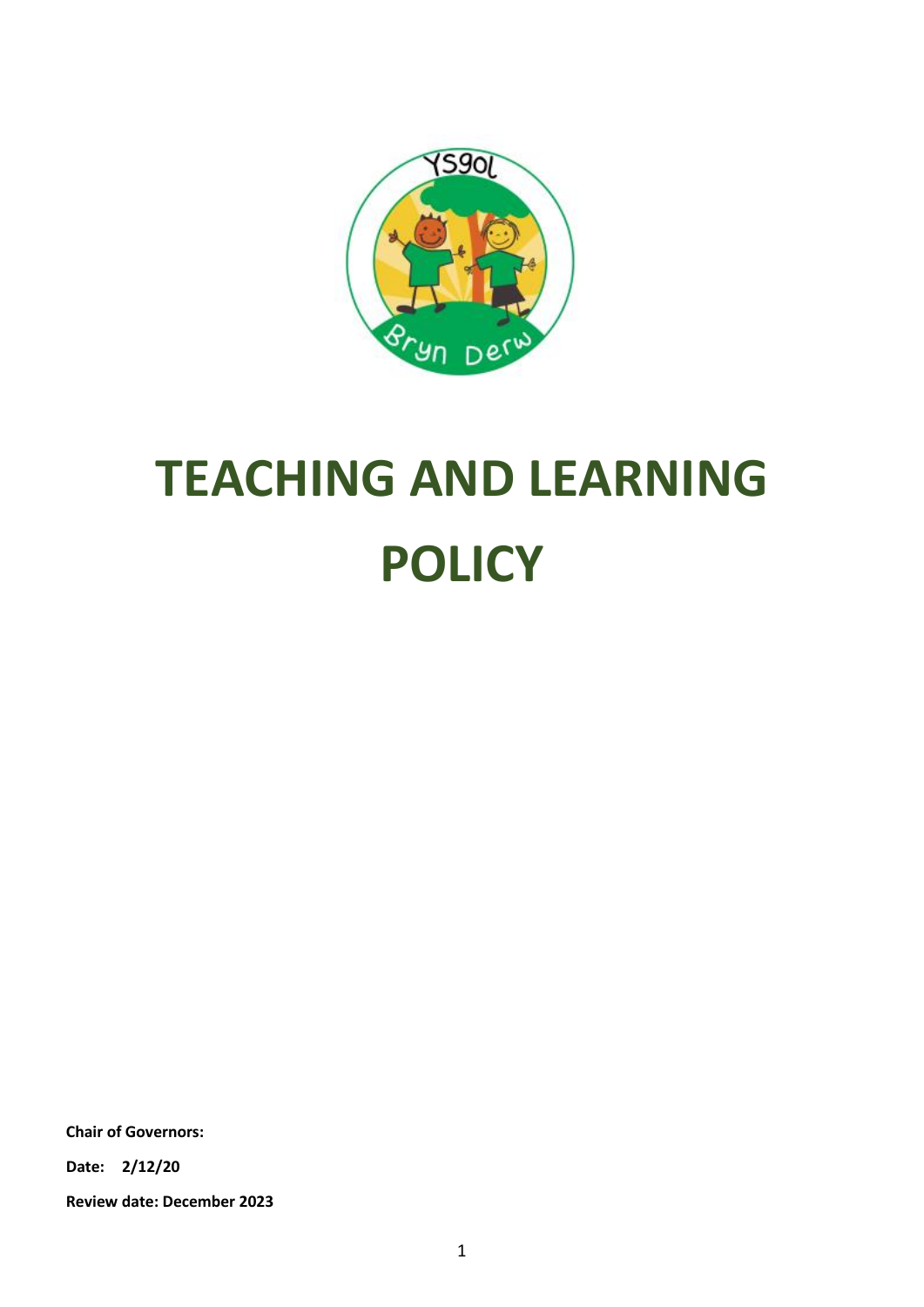# TEACHING AND LEARNING POLICY

**Chair of Governors:**

**Date: 2/12/20**

**Review date: December 2023**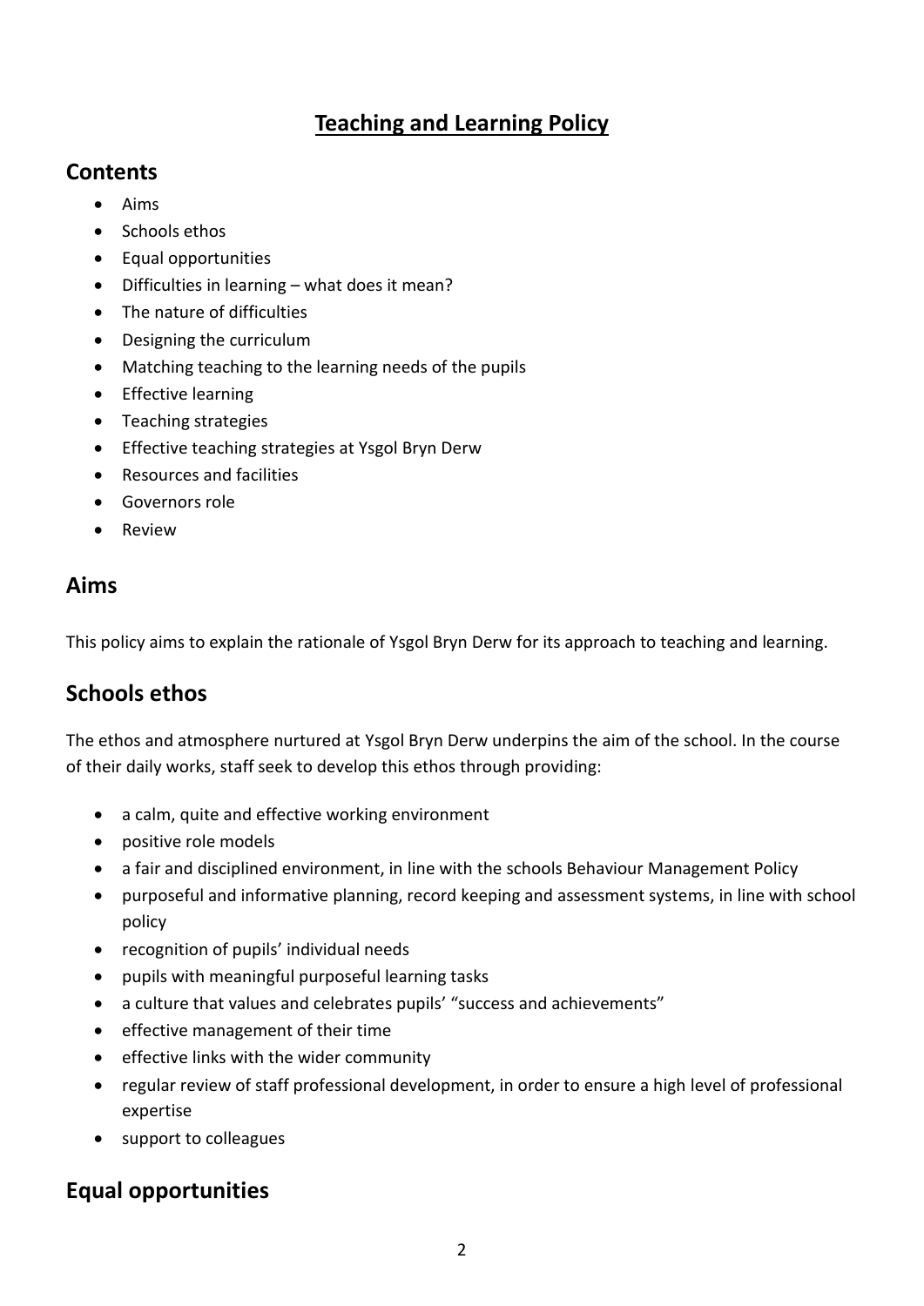# Teaching and Learning Policy

## Contents

- Aims
- Schools ethos
- Equal opportunities
- Difficulties in learning – what does it mean?
- The nature of difficulties
- Designing the curriculum
- Matching teaching to the learning needs of the pupils
- Effective learning
- Teaching strategies
- Effective teaching strategies at Ysgol Bryn Derw
- Resources and facilities
- Governors role
- Review

## Aims

This policy aims to explain the rationale of Ysgol Bryn Derw for its approach to teaching and learning.

## Schools ethos

The ethos and atmosphere nurtured at Ysgol Bryn Derw underpins the aim of the school. In the course of their daily works, staff seek to develop this ethos through providing:

- a calm, quite and effective working environment
- positive role models
- a fair and disciplined environment, in line with the schools Behaviour Management Policy
- purposeful and informative planning, record keeping and assessment systems, in line with school policy
- recognition of pupils' individual needs
- pupils with meaningful purposeful learning tasks
- a culture that values and celebrates pupils' "success and achievements"
- effective management of their time
- effective links with the wider community
- regular review of staff professional development, in order to ensure a high level of professional expertise
- support to colleagues

## Equal opportunities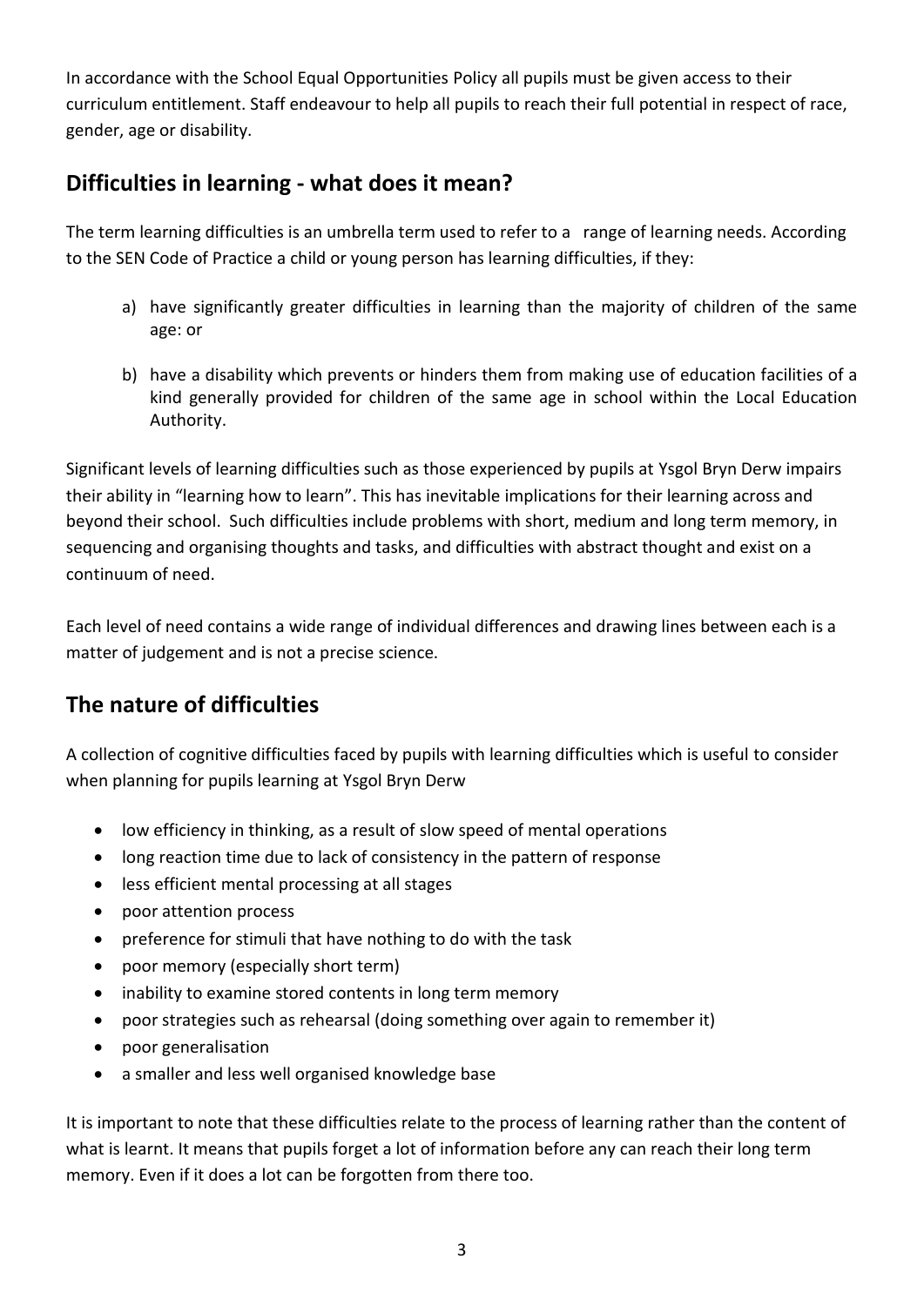In accordance with the School Equal Opportunities Policy all pupils must be given access to their curriculum entitlement. Staff endeavour to help all pupils to reach their full potential in respect of race, gender, age or disability.

## Difficulties in learning - what does it mean?

The term learning difficulties is an umbrella term used to refer to a range of learning needs. According to the SEN Code of Practice a child or young person has learning difficulties, if they:

a) have significantly greater difficulties in learning than the majority of children of the same age: or

b) have a disability which prevents or hinders them from making use of education facilities of a kind generally provided for children of the same age in school within the Local Education Authority.

Significant levels of learning difficulties such as those experienced by pupils at Ysgol Bryn Derw impairs their ability in "learning how to learn". This has inevitable implications for their learning across and beyond their school. Such difficulties include problems with short, medium and long term memory, in sequencing and organising thoughts and tasks, and difficulties with abstract thought and exist on a continuum of need.

Each level of need contains a wide range of individual differences and drawing lines between each is a matter of judgement and is not a precise science.

## The nature of difficulties

A collection of cognitive difficulties faced by pupils with learning difficulties which is useful to consider when planning for pupils learning at Ysgol Bryn Derw

- low efficiency in thinking, as a result of slow speed of mental operations
- long reaction time due to lack of consistency in the pattern of response
- less efficient mental processing at all stages
- poor attention process
- preference for stimuli that have nothing to do with the task
- poor memory (especially short term)
- inability to examine stored contents in long term memory
- poor strategies such as rehearsal (doing something over again to remember it)
- poor generalisation
- a smaller and less well organised knowledge base

It is important to note that these difficulties relate to the process of learning rather than the content of what is learnt. It means that pupils forget a lot of information before any can reach their long term memory. Even if it does a lot can be forgotten from there too.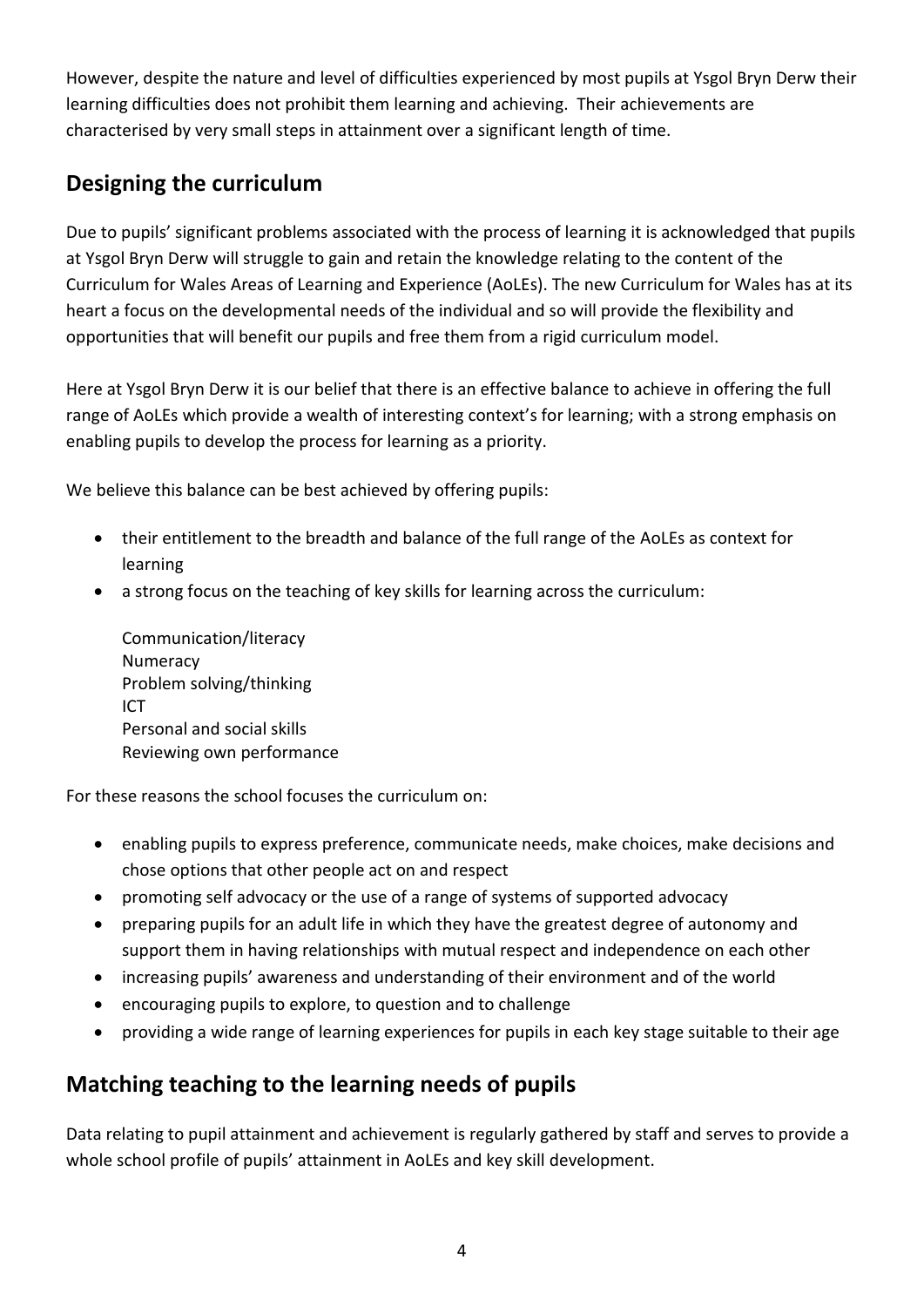However, despite the nature and level of difficulties experienced by most pupils at Ysgol Bryn Derw their learning difficulties does not prohibit them learning and achieving. Their achievements are characterised by very small steps in attainment over a significant length of time.

## Designing the curriculum

Due to pupils' significant problems associated with the process of learning it is acknowledged that pupils at Ysgol Bryn Derw will struggle to gain and retain the knowledge relating to the content of the Curriculum for Wales Areas of Learning and Experience (AoLEs). The new Curriculum for Wales has at its heart a focus on the developmental needs of the individual and so will provide the flexibility and opportunities that will benefit our pupils and free them from a rigid curriculum model.

Here at Ysgol Bryn Derw it is our belief that there is an effective balance to achieve in offering the full range of AoLEs which provide a wealth of interesting context's for learning; with a strong emphasis on enabling pupils to develop the process for learning as a priority.

We believe this balance can be best achieved by offering pupils:

- their entitlement to the breadth and balance of the full range of the AoLEs as context for learning
- a strong focus on the teaching of key skills for learning across the curriculum:

  Communication/literacy
  Numeracy
  Problem solving/thinking
  ICT
  Personal and social skills
  Reviewing own performance

For these reasons the school focuses the curriculum on:

- enabling pupils to express preference, communicate needs, make choices, make decisions and chose options that other people act on and respect
- promoting self advocacy or the use of a range of systems of supported advocacy
- preparing pupils for an adult life in which they have the greatest degree of autonomy and support them in having relationships with mutual respect and independence on each other
- increasing pupils' awareness and understanding of their environment and of the world
- encouraging pupils to explore, to question and to challenge
- providing a wide range of learning experiences for pupils in each key stage suitable to their age

## Matching teaching to the learning needs of pupils

Data relating to pupil attainment and achievement is regularly gathered by staff and serves to provide a whole school profile of pupils' attainment in AoLEs and key skill development.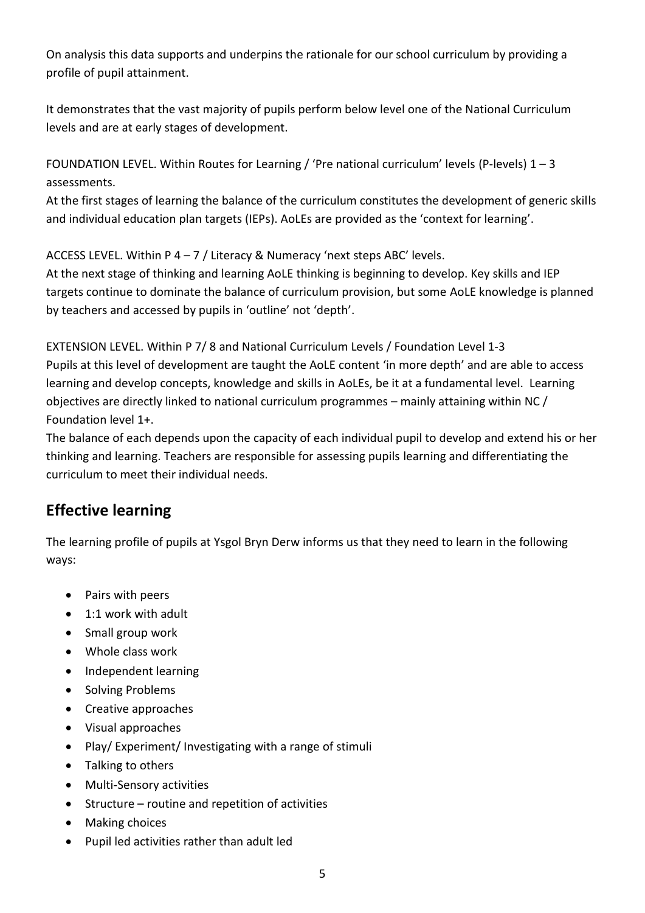On analysis this data supports and underpins the rationale for our school curriculum by providing a profile of pupil attainment.

It demonstrates that the vast majority of pupils perform below level one of the National Curriculum levels and are at early stages of development.

FOUNDATION LEVEL. Within Routes for Learning / 'Pre national curriculum' levels (P-levels) 1 – 3 assessments.
At the first stages of learning the balance of the curriculum constitutes the development of generic skills and individual education plan targets (IEPs). AoLEs are provided as the 'context for learning'.

ACCESS LEVEL. Within P 4 – 7 / Literacy & Numeracy 'next steps ABC' levels.
At the next stage of thinking and learning AoLE thinking is beginning to develop. Key skills and IEP targets continue to dominate the balance of curriculum provision, but some AoLE knowledge is planned by teachers and accessed by pupils in 'outline' not 'depth'.

EXTENSION LEVEL. Within P 7/ 8 and National Curriculum Levels / Foundation Level 1-3
Pupils at this level of development are taught the AoLE content 'in more depth' and are able to access learning and develop concepts, knowledge and skills in AoLEs, be it at a fundamental level. Learning objectives are directly linked to national curriculum programmes – mainly attaining within NC / Foundation level 1+.
The balance of each depends upon the capacity of each individual pupil to develop and extend his or her thinking and learning. Teachers are responsible for assessing pupils learning and differentiating the curriculum to meet their individual needs.

## Effective learning

The learning profile of pupils at Ysgol Bryn Derw informs us that they need to learn in the following ways:

- Pairs with peers
- 1:1 work with adult
- Small group work
- Whole class work
- Independent learning
- Solving Problems
- Creative approaches
- Visual approaches
- Play/ Experiment/ Investigating with a range of stimuli
- Talking to others
- Multi-Sensory activities
- Structure – routine and repetition of activities
- Making choices
- Pupil led activities rather than adult led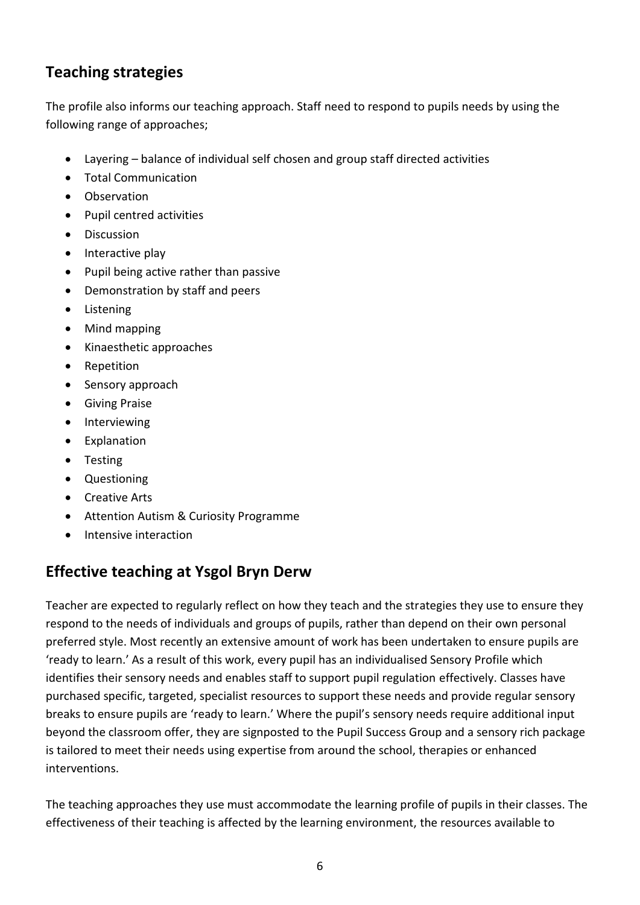## Teaching strategies

The profile also informs our teaching approach. Staff need to respond to pupils needs by using the following range of approaches;

- Layering – balance of individual self chosen and group staff directed activities
- Total Communication
- Observation
- Pupil centred activities
- Discussion
- Interactive play
- Pupil being active rather than passive
- Demonstration by staff and peers
- Listening
- Mind mapping
- Kinaesthetic approaches
- Repetition
- Sensory approach
- Giving Praise
- Interviewing
- Explanation
- Testing
- Questioning
- Creative Arts
- Attention Autism & Curiosity Programme
- Intensive interaction

## Effective teaching at Ysgol Bryn Derw

Teacher are expected to regularly reflect on how they teach and the strategies they use to ensure they respond to the needs of individuals and groups of pupils, rather than depend on their own personal preferred style. Most recently an extensive amount of work has been undertaken to ensure pupils are 'ready to learn.' As a result of this work, every pupil has an individualised Sensory Profile which identifies their sensory needs and enables staff to support pupil regulation effectively. Classes have purchased specific, targeted, specialist resources to support these needs and provide regular sensory breaks to ensure pupils are 'ready to learn.' Where the pupil's sensory needs require additional input beyond the classroom offer, they are signposted to the Pupil Success Group and a sensory rich package is tailored to meet their needs using expertise from around the school, therapies or enhanced interventions.

The teaching approaches they use must accommodate the learning profile of pupils in their classes. The effectiveness of their teaching is affected by the learning environment, the resources available to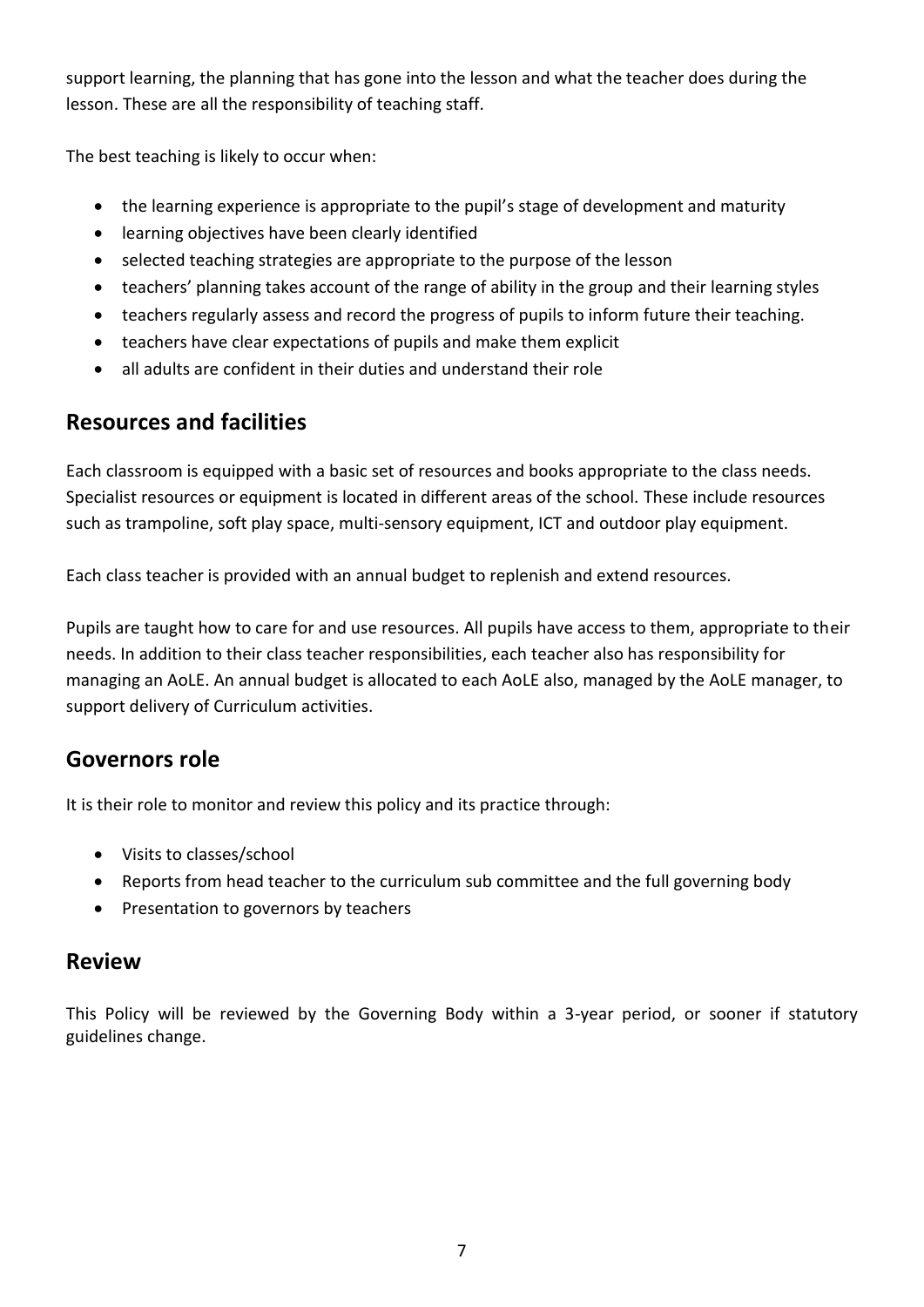support learning, the planning that has gone into the lesson and what the teacher does during the lesson. These are all the responsibility of teaching staff.

The best teaching is likely to occur when:

- the learning experience is appropriate to the pupil's stage of development and maturity
- learning objectives have been clearly identified
- selected teaching strategies are appropriate to the purpose of the lesson
- teachers' planning takes account of the range of ability in the group and their learning styles
- teachers regularly assess and record the progress of pupils to inform future their teaching.
- teachers have clear expectations of pupils and make them explicit
- all adults are confident in their duties and understand their role

## Resources and facilities

Each classroom is equipped with a basic set of resources and books appropriate to the class needs. Specialist resources or equipment is located in different areas of the school. These include resources such as trampoline, soft play space, multi-sensory equipment, ICT and outdoor play equipment.

Each class teacher is provided with an annual budget to replenish and extend resources.

Pupils are taught how to care for and use resources. All pupils have access to them, appropriate to their needs. In addition to their class teacher responsibilities, each teacher also has responsibility for managing an AoLE. An annual budget is allocated to each AoLE also, managed by the AoLE manager, to support delivery of Curriculum activities.

## Governors role

It is their role to monitor and review this policy and its practice through:

- Visits to classes/school
- Reports from head teacher to the curriculum sub committee and the full governing body
- Presentation to governors by teachers

## Review

This Policy will be reviewed by the Governing Body within a 3-year period, or sooner if statutory guidelines change.